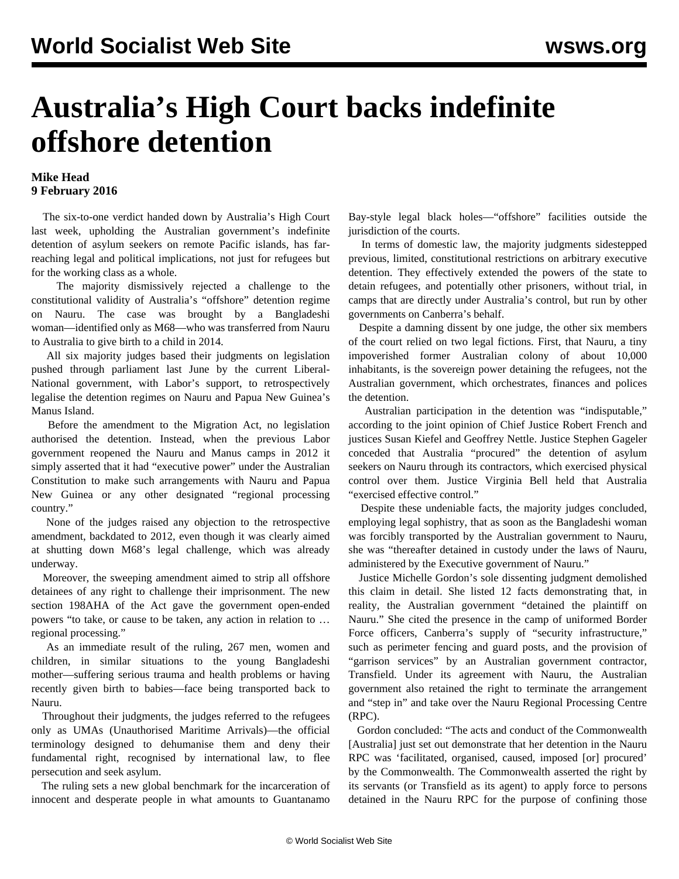# Australia's High Court backs indefinite offshore detention

**Mike Head**
**9 February 2016**

The six-to-one verdict handed down by Australia's High Court last week, upholding the Australian government's indefinite detention of asylum seekers on remote Pacific islands, has far-reaching legal and political implications, not just for refugees but for the working class as a whole.

The majority dismissively rejected a challenge to the constitutional validity of Australia's "offshore" detention regime on Nauru. The case was brought by a Bangladeshi woman—identified only as M68—who was transferred from Nauru to Australia to give birth to a child in 2014.

All six majority judges based their judgments on legislation pushed through parliament last June by the current Liberal-National government, with Labor's support, to retrospectively legalise the detention regimes on Nauru and Papua New Guinea's Manus Island.

Before the amendment to the Migration Act, no legislation authorised the detention. Instead, when the previous Labor government reopened the Nauru and Manus camps in 2012 it simply asserted that it had "executive power" under the Australian Constitution to make such arrangements with Nauru and Papua New Guinea or any other designated "regional processing country."

None of the judges raised any objection to the retrospective amendment, backdated to 2012, even though it was clearly aimed at shutting down M68's legal challenge, which was already underway.

Moreover, the sweeping amendment aimed to strip all offshore detainees of any right to challenge their imprisonment. The new section 198AHA of the Act gave the government open-ended powers "to take, or cause to be taken, any action in relation to … regional processing."

As an immediate result of the ruling, 267 men, women and children, in similar situations to the young Bangladeshi mother—suffering serious trauma and health problems or having recently given birth to babies—face being transported back to Nauru.

Throughout their judgments, the judges referred to the refugees only as UMAs (Unauthorised Maritime Arrivals)—the official terminology designed to dehumanise them and deny their fundamental right, recognised by international law, to flee persecution and seek asylum.

The ruling sets a new global benchmark for the incarceration of innocent and desperate people in what amounts to Guantanamo Bay-style legal black holes—"offshore" facilities outside the jurisdiction of the courts.

In terms of domestic law, the majority judgments sidestepped previous, limited, constitutional restrictions on arbitrary executive detention. They effectively extended the powers of the state to detain refugees, and potentially other prisoners, without trial, in camps that are directly under Australia's control, but run by other governments on Canberra's behalf.

Despite a damning dissent by one judge, the other six members of the court relied on two legal fictions. First, that Nauru, a tiny impoverished former Australian colony of about 10,000 inhabitants, is the sovereign power detaining the refugees, not the Australian government, which orchestrates, finances and polices the detention.

Australian participation in the detention was "indisputable," according to the joint opinion of Chief Justice Robert French and justices Susan Kiefel and Geoffrey Nettle. Justice Stephen Gageler conceded that Australia "procured" the detention of asylum seekers on Nauru through its contractors, which exercised physical control over them. Justice Virginia Bell held that Australia "exercised effective control."

Despite these undeniable facts, the majority judges concluded, employing legal sophistry, that as soon as the Bangladeshi woman was forcibly transported by the Australian government to Nauru, she was "thereafter detained in custody under the laws of Nauru, administered by the Executive government of Nauru."

Justice Michelle Gordon's sole dissenting judgment demolished this claim in detail. She listed 12 facts demonstrating that, in reality, the Australian government "detained the plaintiff on Nauru." She cited the presence in the camp of uniformed Border Force officers, Canberra's supply of "security infrastructure," such as perimeter fencing and guard posts, and the provision of "garrison services" by an Australian government contractor, Transfield. Under its agreement with Nauru, the Australian government also retained the right to terminate the arrangement and "step in" and take over the Nauru Regional Processing Centre (RPC).

Gordon concluded: "The acts and conduct of the Commonwealth [Australia] just set out demonstrate that her detention in the Nauru RPC was 'facilitated, organised, caused, imposed [or] procured' by the Commonwealth. The Commonwealth asserted the right by its servants (or Transfield as its agent) to apply force to persons detained in the Nauru RPC for the purpose of confining those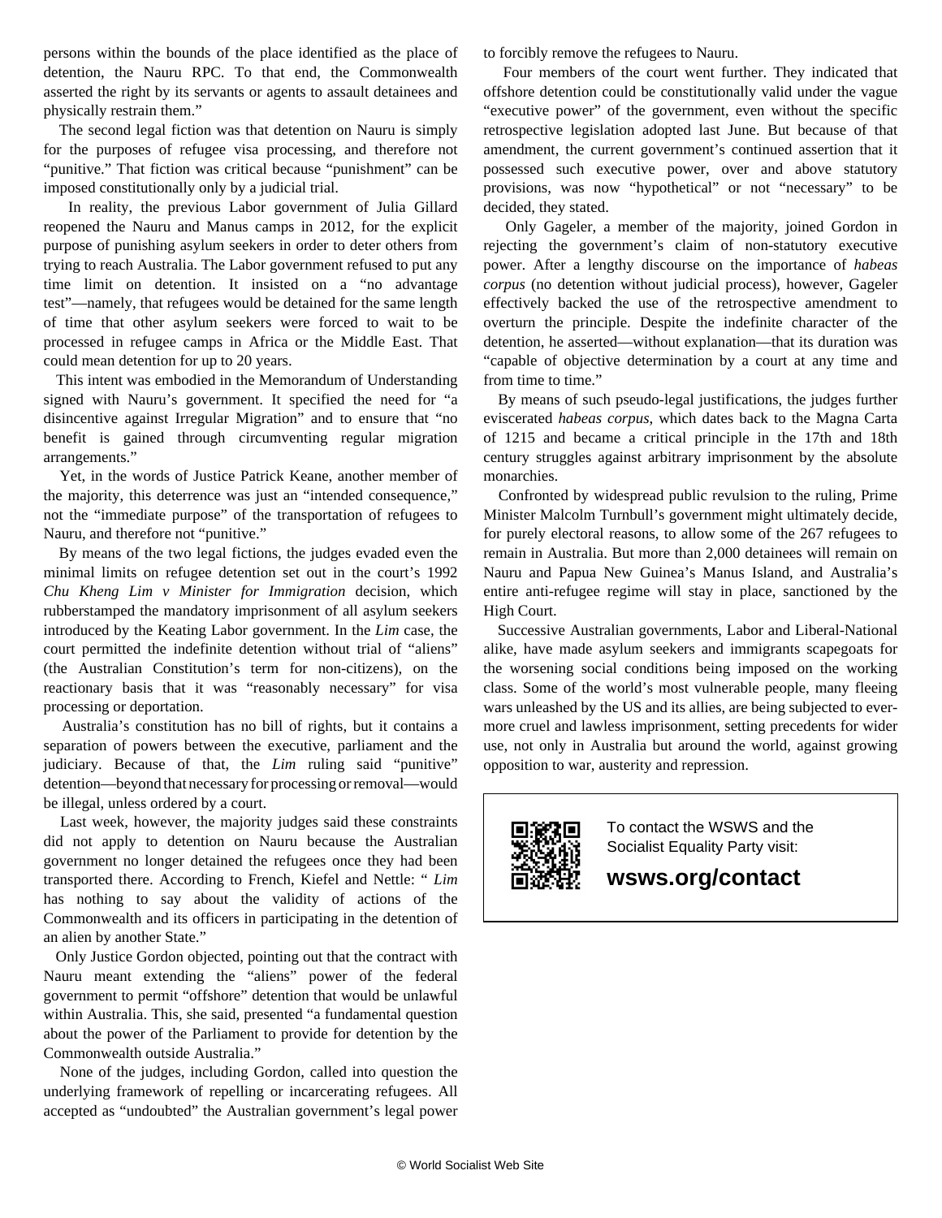persons within the bounds of the place identified as the place of detention, the Nauru RPC. To that end, the Commonwealth asserted the right by its servants or agents to assault detainees and physically restrain them."

The second legal fiction was that detention on Nauru is simply for the purposes of refugee visa processing, and therefore not "punitive." That fiction was critical because "punishment" can be imposed constitutionally only by a judicial trial.

In reality, the previous Labor government of Julia Gillard reopened the Nauru and Manus camps in 2012, for the explicit purpose of punishing asylum seekers in order to deter others from trying to reach Australia. The Labor government refused to put any time limit on detention. It insisted on a "no advantage test"—namely, that refugees would be detained for the same length of time that other asylum seekers were forced to wait to be processed in refugee camps in Africa or the Middle East. That could mean detention for up to 20 years.

This intent was embodied in the Memorandum of Understanding signed with Nauru's government. It specified the need for "a disincentive against Irregular Migration" and to ensure that "no benefit is gained through circumventing regular migration arrangements."

Yet, in the words of Justice Patrick Keane, another member of the majority, this deterrence was just an "intended consequence," not the "immediate purpose" of the transportation of refugees to Nauru, and therefore not "punitive."

By means of the two legal fictions, the judges evaded even the minimal limits on refugee detention set out in the court's 1992 *Chu Kheng Lim v Minister for Immigration* decision, which rubberstamped the mandatory imprisonment of all asylum seekers introduced by the Keating Labor government. In the *Lim* case, the court permitted the indefinite detention without trial of "aliens" (the Australian Constitution's term for non-citizens), on the reactionary basis that it was "reasonably necessary" for visa processing or deportation.

Australia's constitution has no bill of rights, but it contains a separation of powers between the executive, parliament and the judiciary. Because of that, the *Lim* ruling said "punitive" detention—beyond that necessary for processing or removal—would be illegal, unless ordered by a court.

Last week, however, the majority judges said these constraints did not apply to detention on Nauru because the Australian government no longer detained the refugees once they had been transported there. According to French, Kiefel and Nettle: " *Lim* has nothing to say about the validity of actions of the Commonwealth and its officers in participating in the detention of an alien by another State."

Only Justice Gordon objected, pointing out that the contract with Nauru meant extending the "aliens" power of the federal government to permit "offshore" detention that would be unlawful within Australia. This, she said, presented "a fundamental question about the power of the Parliament to provide for detention by the Commonwealth outside Australia."

None of the judges, including Gordon, called into question the underlying framework of repelling or incarcerating refugees. All accepted as "undoubted" the Australian government's legal power to forcibly remove the refugees to Nauru.

Four members of the court went further. They indicated that offshore detention could be constitutionally valid under the vague "executive power" of the government, even without the specific retrospective legislation adopted last June. But because of that amendment, the current government's continued assertion that it possessed such executive power, over and above statutory provisions, was now "hypothetical" or not "necessary" to be decided, they stated.

Only Gageler, a member of the majority, joined Gordon in rejecting the government's claim of non-statutory executive power. After a lengthy discourse on the importance of *habeas corpus* (no detention without judicial process), however, Gageler effectively backed the use of the retrospective amendment to overturn the principle. Despite the indefinite character of the detention, he asserted—without explanation—that its duration was "capable of objective determination by a court at any time and from time to time."

By means of such pseudo-legal justifications, the judges further eviscerated *habeas corpus*, which dates back to the Magna Carta of 1215 and became a critical principle in the 17th and 18th century struggles against arbitrary imprisonment by the absolute monarchies.

Confronted by widespread public revulsion to the ruling, Prime Minister Malcolm Turnbull's government might ultimately decide, for purely electoral reasons, to allow some of the 267 refugees to remain in Australia. But more than 2,000 detainees will remain on Nauru and Papua New Guinea's Manus Island, and Australia's entire anti-refugee regime will stay in place, sanctioned by the High Court.

Successive Australian governments, Labor and Liberal-National alike, have made asylum seekers and immigrants scapegoats for the worsening social conditions being imposed on the working class. Some of the world's most vulnerable people, many fleeing wars unleashed by the US and its allies, are being subjected to ever-more cruel and lawless imprisonment, setting precedents for wider use, not only in Australia but around the world, against growing opposition to war, austerity and repression.

To contact the WSWS and the Socialist Equality Party visit:

**wsws.org/contact**